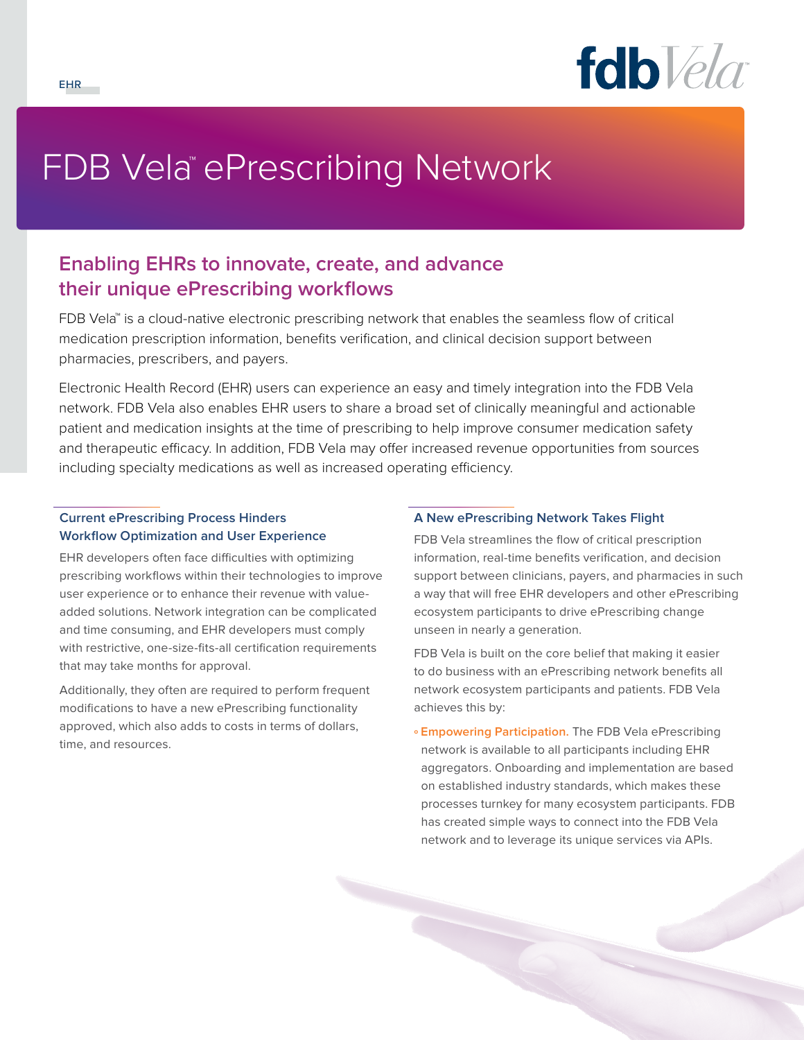EHR

# FDB Vela™ ePrescribing Network

## Enabling EHRs to innovate, create, and advance their unique ePrescribing workflows

FDB Vela™ is a cloud-native electronic prescribing network that enables the seamless flow of critical medication prescription information, benefits verification, and clinical decision support between pharmacies, prescribers, and payers.

Electronic Health Record (EHR) users can experience an easy and timely integration into the FDB Vela network. FDB Vela also enables EHR users to share a broad set of clinically meaningful and actionable patient and medication insights at the time of prescribing to help improve consumer medication safety and therapeutic efficacy. In addition, FDB Vela may offer increased revenue opportunities from sources including specialty medications as well as increased operating efficiency.

### Current ePrescribing Process Hinders Workflow Optimization and User Experience

EHR developers often face difficulties with optimizing prescribing workflows within their technologies to improve user experience or to enhance their revenue with value-added solutions. Network integration can be complicated and time consuming, and EHR developers must comply with restrictive, one-size-fits-all certification requirements that may take months for approval.

Additionally, they often are required to perform frequent modifications to have a new ePrescribing functionality approved, which also adds to costs in terms of dollars, time, and resources.

### A New ePrescribing Network Takes Flight

FDB Vela streamlines the flow of critical prescription information, real-time benefits verification, and decision support between clinicians, payers, and pharmacies in such a way that will free EHR developers and other ePrescribing ecosystem participants to drive ePrescribing change unseen in nearly a generation.

FDB Vela is built on the core belief that making it easier to do business with an ePrescribing network benefits all network ecosystem participants and patients. FDB Vela achieves this by:

- **Empowering Participation.** The FDB Vela ePrescribing network is available to all participants including EHR aggregators. Onboarding and implementation are based on established industry standards, which makes these processes turnkey for many ecosystem participants. FDB has created simple ways to connect into the FDB Vela network and to leverage its unique services via APIs.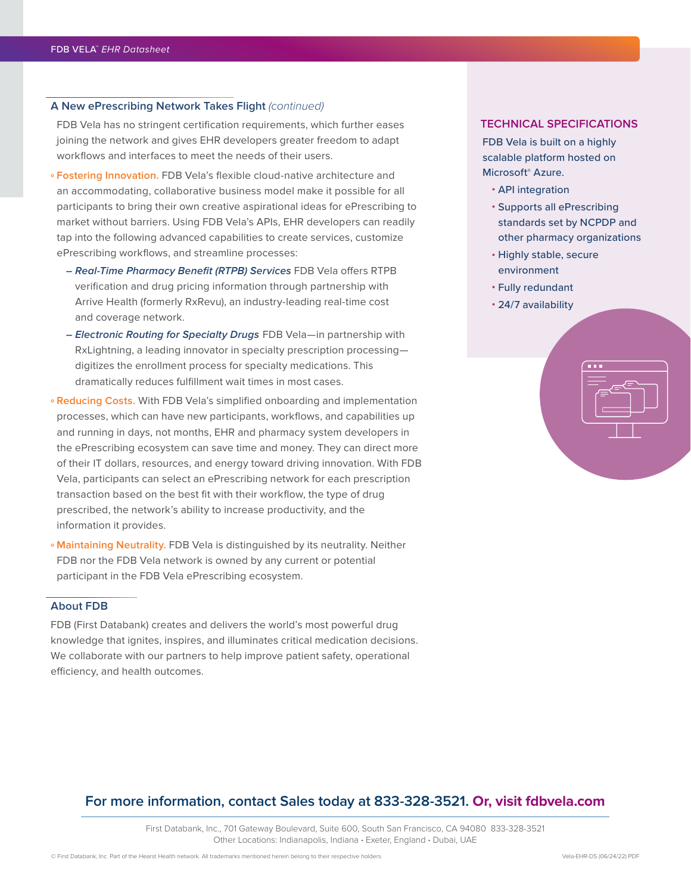## A New ePrescribing Network Takes Flight *(continued)*

FDB Vela has no stringent certification requirements, which further eases joining the network and gives EHR developers greater freedom to adapt workflows and interfaces to meet the needs of their users.

- **Fostering Innovation.** FDB Vela's flexible cloud-native architecture and an accommodating, collaborative business model make it possible for all participants to bring their own creative aspirational ideas for ePrescribing to market without barriers. Using FDB Vela's APIs, EHR developers can readily tap into the following advanced capabilities to create services, customize ePrescribing workflows, and streamline processes:
  - ***Real-Time Pharmacy Benefit (RTPB) Services*** FDB Vela offers RTPB verification and drug pricing information through partnership with Arrive Health (formerly RxRevu), an industry-leading real-time cost and coverage network.
  - ***Electronic Routing for Specialty Drugs*** FDB Vela—in partnership with RxLightning, a leading innovator in specialty prescription processing—digitizes the enrollment process for specialty medications. This dramatically reduces fulfillment wait times in most cases.
- **Reducing Costs.** With FDB Vela's simplified onboarding and implementation processes, which can have new participants, workflows, and capabilities up and running in days, not months, EHR and pharmacy system developers in the ePrescribing ecosystem can save time and money. They can direct more of their IT dollars, resources, and energy toward driving innovation. With FDB Vela, participants can select an ePrescribing network for each prescription transaction based on the best fit with their workflow, the type of drug prescribed, the network's ability to increase productivity, and the information it provides.
- **Maintaining Neutrality.** FDB Vela is distinguished by its neutrality. Neither FDB nor the FDB Vela network is owned by any current or potential participant in the FDB Vela ePrescribing ecosystem.

## About FDB

FDB (First Databank) creates and delivers the world's most powerful drug knowledge that ignites, inspires, and illuminates critical medication decisions. We collaborate with our partners to help improve patient safety, operational efficiency, and health outcomes.

## TECHNICAL SPECIFICATIONS

FDB Vela is built on a highly scalable platform hosted on Microsoft® Azure.

- API integration
- Supports all ePrescribing standards set by NCPDP and other pharmacy organizations
- Highly stable, secure environment
- Fully redundant
- 24/7 availability

**For more information, contact Sales today at 833-328-3521. Or, visit fdbvela.com**

First Databank, Inc., 701 Gateway Boulevard, Suite 600, South San Francisco, CA 94080 833-328-3521
Other Locations: Indianapolis, Indiana • Exeter, England • Dubai, UAE

© First Databank, Inc. Part of the Hearst Health network. All trademarks mentioned herein belong to their respective holders.

Vela-EHR-DS (06/24/22) PDF